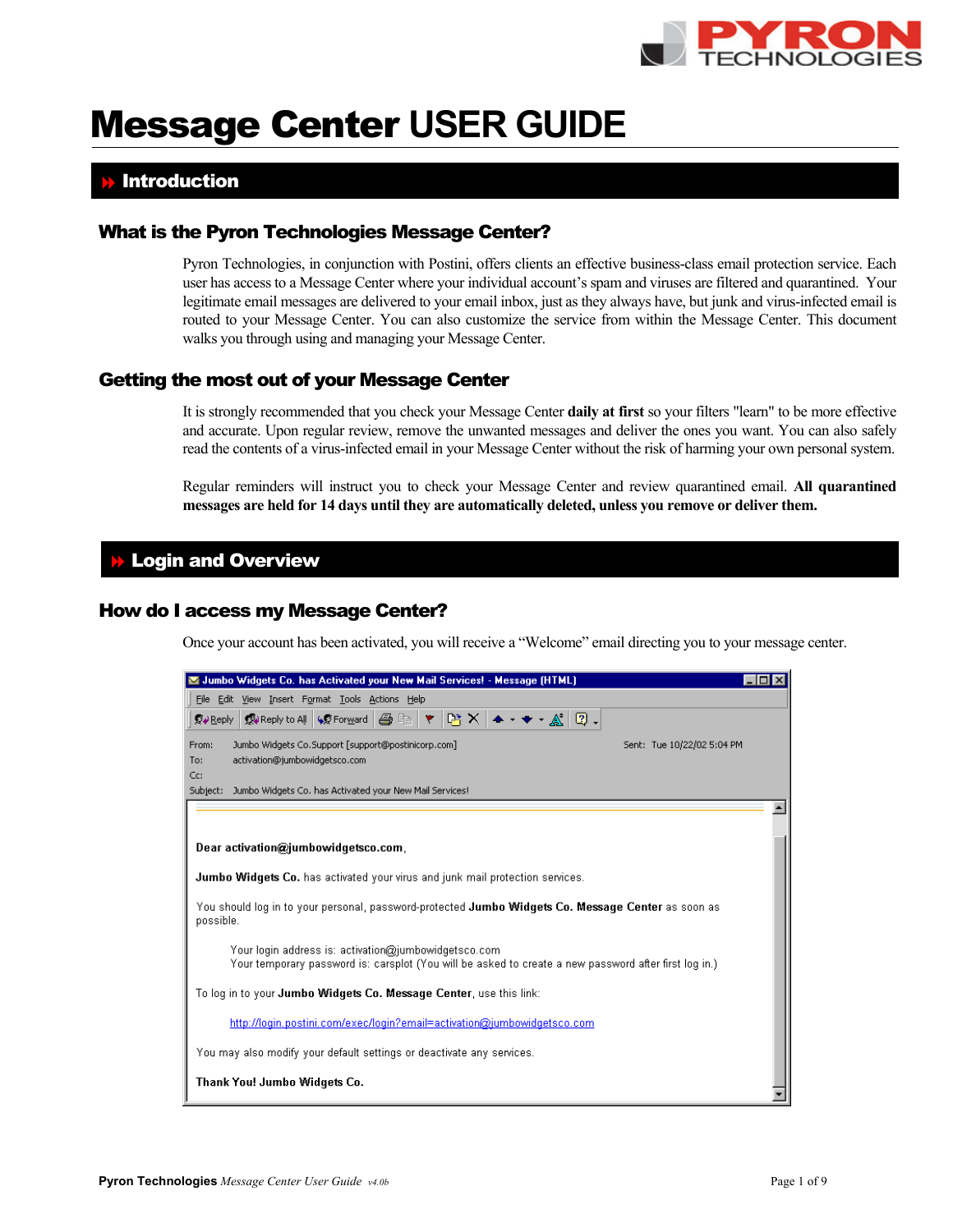# Message Center USER GUIDE

## Introduction

### What is the Pyron Technologies Message Center?

Pyron Technologies, in conjunction with Postini, offers clients an effective business-class email protection service. Each user has access to a Message Center where your individual account's spam and viruses are filtered and quarantined. Your legitimate email messages are delivered to your email inbox, just as they always have, but junk and virus-infected email is routed to your Message Center. You can also customize the service from within the Message Center. This document walks you through using and managing your Message Center.

### Getting the most out of your Message Center

It is strongly recommended that you check your Message Center **daily at first** so your filters "learn" to be more effective and accurate. Upon regular review, remove the unwanted messages and deliver the ones you want. You can also safely read the contents of a virus-infected email in your Message Center without the risk of harming your own personal system.

Regular reminders will instruct you to check your Message Center and review quarantined email. **All quarantined messages are held for 14 days until they are automatically deleted, unless you remove or deliver them.**

## Login and Overview

### How do I access my Message Center?

Once your account has been activated, you will receive a "Welcome" email directing you to your message center.

Jumbo Widgets Co. has Activated your New Mail Services! - Message (HTML)

From: Jumbo Widgets Co.Support [support@postinicorp.com]
To: activation@jumbowidgetsco.com
Cc:
Subject: Jumbo Widgets Co. has Activated your New Mail Services!
Sent: Tue 10/22/02 5:04 PM

**Dear activation@jumbowidgetsco.com**,

**Jumbo Widgets Co.** has activated your virus and junk mail protection services.

You should log in to your personal, password-protected **Jumbo Widgets Co. Message Center** as soon as possible.

Your login address is: activation@jumbowidgetsco.com
Your temporary password is: carsplot (You will be asked to create a new password after first log in.)

To log in to your **Jumbo Widgets Co. Message Center**, use this link:

http://login.postini.com/exec/login?email=activation@jumbowidgetsco.com

You may also modify your default settings or deactivate any services.

**Thank You! Jumbo Widgets Co.**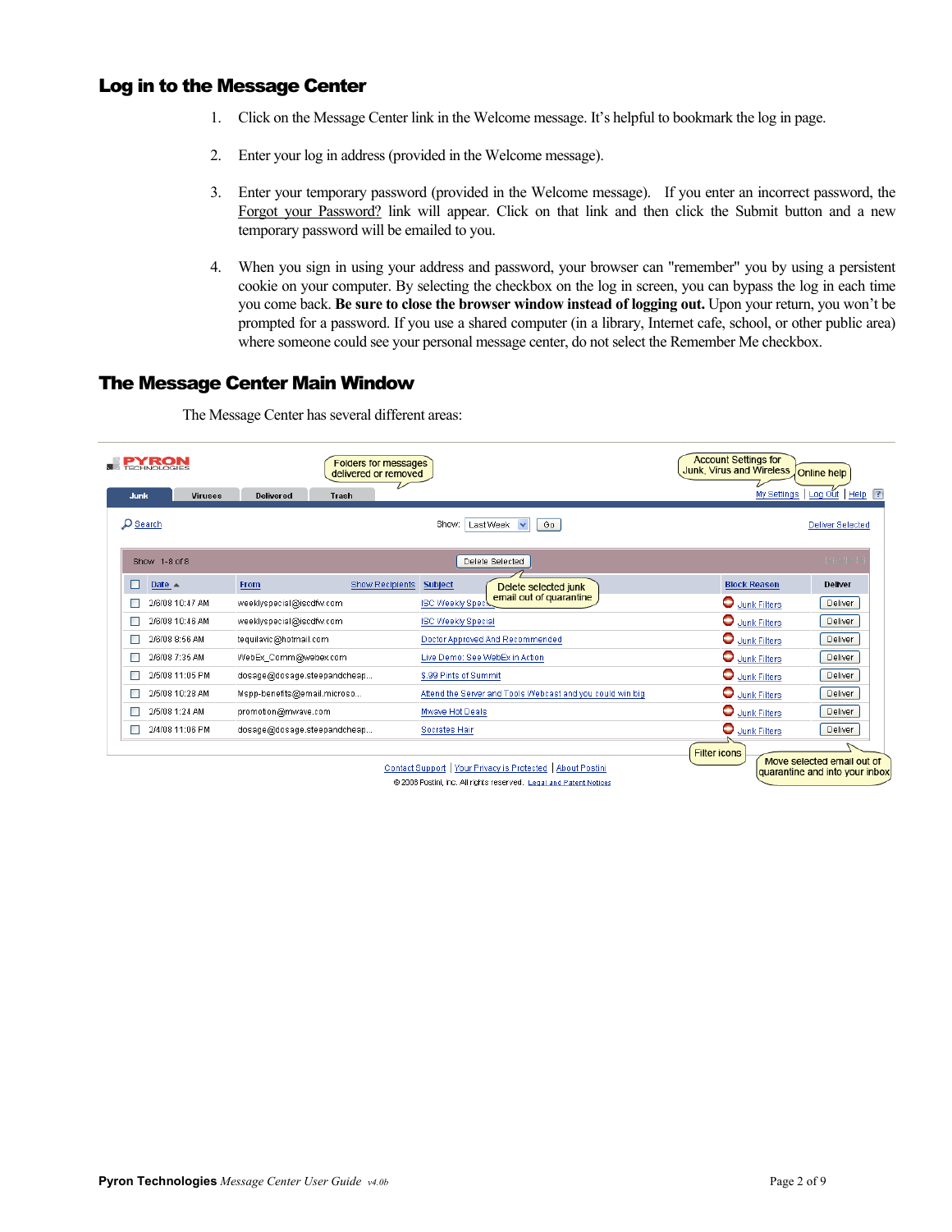## Log in to the Message Center

1. Click on the Message Center link in the Welcome message. It's helpful to bookmark the log in page.

2. Enter your log in address (provided in the Welcome message).

3. Enter your temporary password (provided in the Welcome message). If you enter an incorrect password, the Forgot your Password? link will appear. Click on that link and then click the Submit button and a new temporary password will be emailed to you.

4. When you sign in using your address and password, your browser can "remember" you by using a persistent cookie on your computer. By selecting the checkbox on the log in screen, you can bypass the log in each time you come back. **Be sure to close the browser window instead of logging out.** Upon your return, you won't be prompted for a password. If you use a shared computer (in a library, Internet cafe, school, or other public area) where someone could see your personal message center, do not select the Remember Me checkbox.

## The Message Center Main Window

The Message Center has several different areas:

PYRON TECHNOLOGIES

Folders for messages delivered or removed

Account Settings for Junk, Virus and Wireless

Online help

Junk | Viruses | Delivered | Trash

My Settings | Log Out | Help

Search

Show: Last Week | Go

Deliver Selected

Show 1-8 of 8

Delete Selected

Delete selected junk email out of quarantine

| | Date | From | Show Recipients | Subject | Block Reason | Deliver |
|---|---|---|---|---|---|---|
| ☐ | 2/6/08 10:47 AM | weeklyspecial@iscdfw.com | | ISC Weekly Special | Junk Filters | Deliver |
| ☐ | 2/6/08 10:46 AM | weeklyspecial@iscdfw.com | | ISC Weekly Special | Junk Filters | Deliver |
| ☐ | 2/6/08 8:56 AM | tequilavic@hotmail.com | | Doctor Approved And Recommended | Junk Filters | Deliver |
| ☐ | 2/6/08 7:35 AM | WebEx_Comm@webex.com | | Live Demo: See WebEx in Action | Junk Filters | Deliver |
| ☐ | 2/5/08 11:05 PM | dosage@dosage.steepandcheap... | | $.99 Pints of Summit | Junk Filters | Deliver |
| ☐ | 2/5/08 10:28 AM | Mspp-benefits@email.microso... | | Attend the Server and Tools Webcast and you could win big | Junk Filters | Deliver |
| ☐ | 2/5/08 1:24 AM | promotion@mwave.com | | Mwave Hot Deals | Junk Filters | Deliver |
| ☐ | 2/4/08 11:06 PM | dosage@dosage.steepandcheap... | | Socrates Hair | Junk Filters | Deliver |

Filter icons

Move selected email out of quarantine and into your inbox

Contact Support | Your Privacy is Protected | About Postini

© 2008 Postini, Inc. All rights reserved. Legal and Patent Notices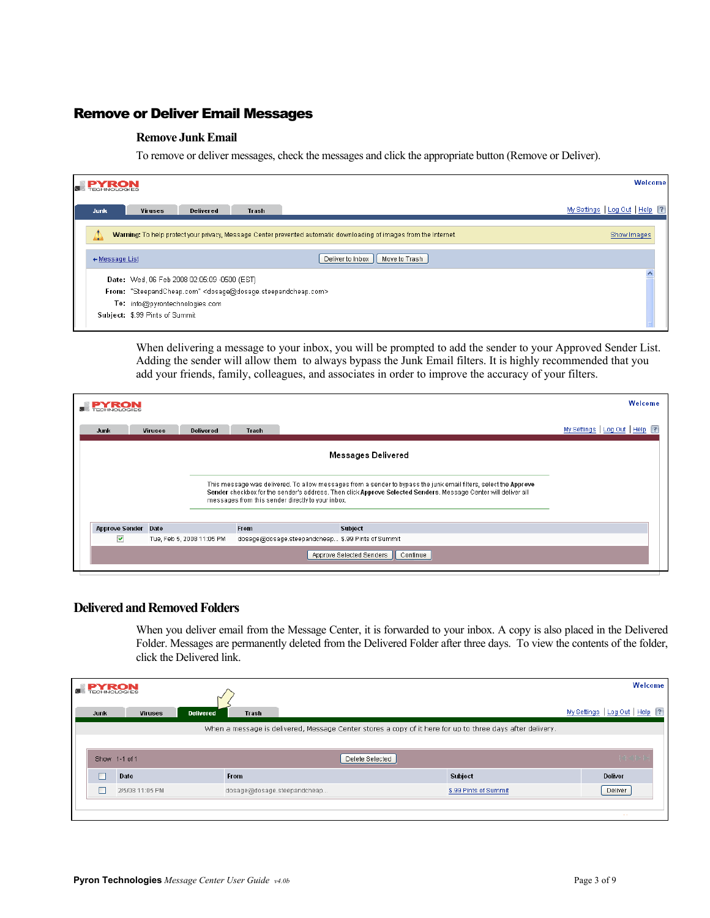# Remove or Deliver Email Messages

## Remove Junk Email

To remove or deliver messages, check the messages and click the appropriate button (Remove or Deliver).

When delivering a message to your inbox, you will be prompted to add the sender to your Approved Sender List. Adding the sender will allow them to always bypass the Junk Email filters. It is highly recommended that you add your friends, family, colleagues, and associates in order to improve the accuracy of your filters.

## Delivered and Removed Folders

When you deliver email from the Message Center, it is forwarded to your inbox. A copy is also placed in the Delivered Folder. Messages are permanently deleted from the Delivered Folder after three days. To view the contents of the folder, click the Delivered link.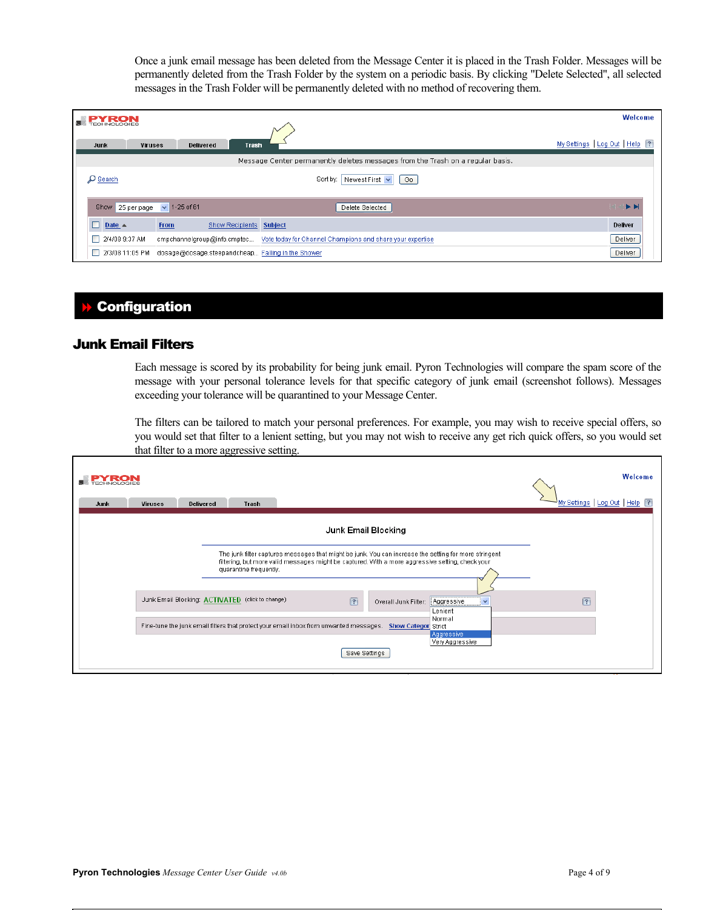Once a junk email message has been deleted from the Message Center it is placed in the Trash Folder. Messages will be permanently deleted from the Trash Folder by the system on a periodic basis. By clicking "Delete Selected", all selected messages in the Trash Folder will be permanently deleted with no method of recovering them.

# Configuration

## Junk Email Filters

Each message is scored by its probability for being junk email. Pyron Technologies will compare the spam score of the message with your personal tolerance levels for that specific category of junk email (screenshot follows). Messages exceeding your tolerance will be quarantined to your Message Center.

The filters can be tailored to match your personal preferences. For example, you may wish to receive special offers, so you would set that filter to a lenient setting, but you may not wish to receive any get rich quick offers, so you would set that filter to a more aggressive setting.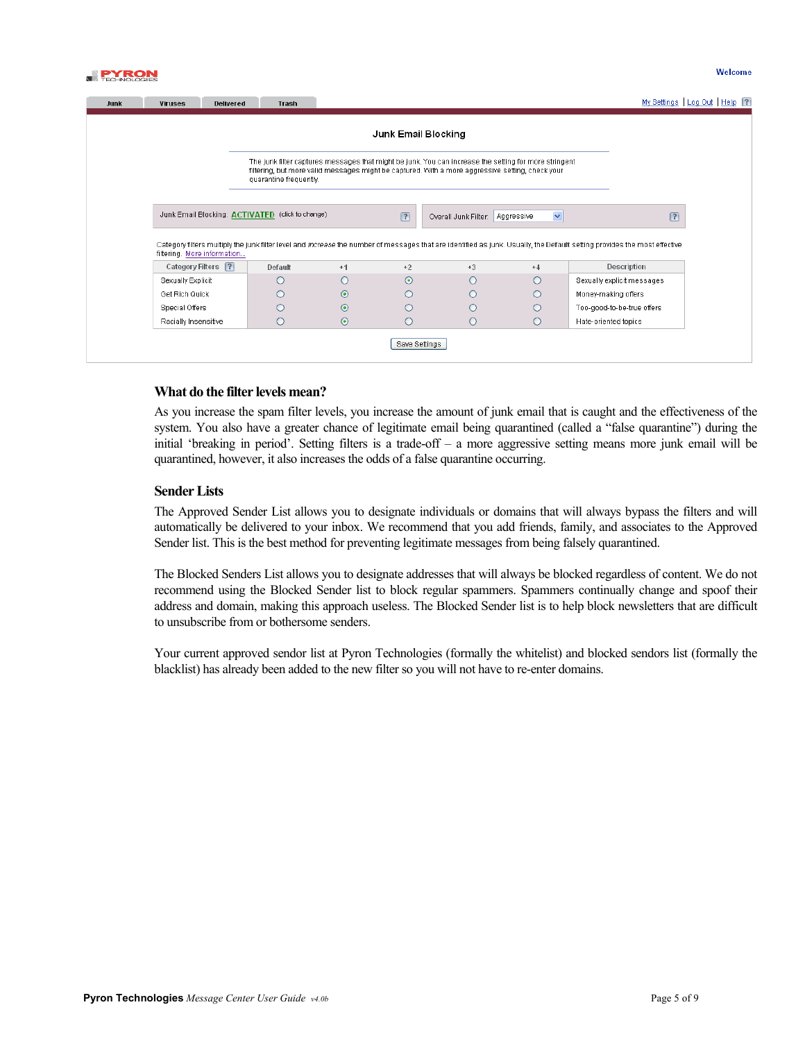PYRON TECHNOLOGIES

Welcome

Junk | Viruses | Delivered | Trash

My Settings | Log Out | Help

## Junk Email Blocking

The junk filter captures messages that might be junk. You can increase the setting for more stringent filtering, but more valid messages might be captured. With a more aggressive setting, check your quarantine frequently.

Junk Email Blocking: ACTIVATED (click to change)

Overall Junk Filter: Aggressive

Category filters multiply the junk filter level and *increase* the number of messages that are identified as junk. Usually, the Default setting provides the most effective filtering. More information...

| Category Filters | Default | +1 | +2 | +3 | +4 | Description |
|---|---|---|---|---|---|---|
| Sexually Explicit | ○ | ○ | ◉ | ○ | ○ | Sexually explicit messages |
| Get Rich Quick | ○ | ◉ | ○ | ○ | ○ | Money-making offers |
| Special Offers | ○ | ◉ | ○ | ○ | ○ | Too-good-to-be-true offers |
| Racially Insensitive | ○ | ◉ | ○ | ○ | ○ | Hate-oriented topics |

Save Settings

### What do the filter levels mean?

As you increase the spam filter levels, you increase the amount of junk email that is caught and the effectiveness of the system. You also have a greater chance of legitimate email being quarantined (called a "false quarantine") during the initial 'breaking in period'. Setting filters is a trade-off – a more aggressive setting means more junk email will be quarantined, however, it also increases the odds of a false quarantine occurring.

### Sender Lists

The Approved Sender List allows you to designate individuals or domains that will always bypass the filters and will automatically be delivered to your inbox. We recommend that you add friends, family, and associates to the Approved Sender list. This is the best method for preventing legitimate messages from being falsely quarantined.

The Blocked Senders List allows you to designate addresses that will always be blocked regardless of content. We do not recommend using the Blocked Sender list to block regular spammers. Spammers continually change and spoof their address and domain, making this approach useless. The Blocked Sender list is to help block newsletters that are difficult to unsubscribe from or bothersome senders.

Your current approved sendor list at Pyron Technologies (formally the whitelist) and blocked sendors list (formally the blacklist) has already been added to the new filter so you will not have to re-enter domains.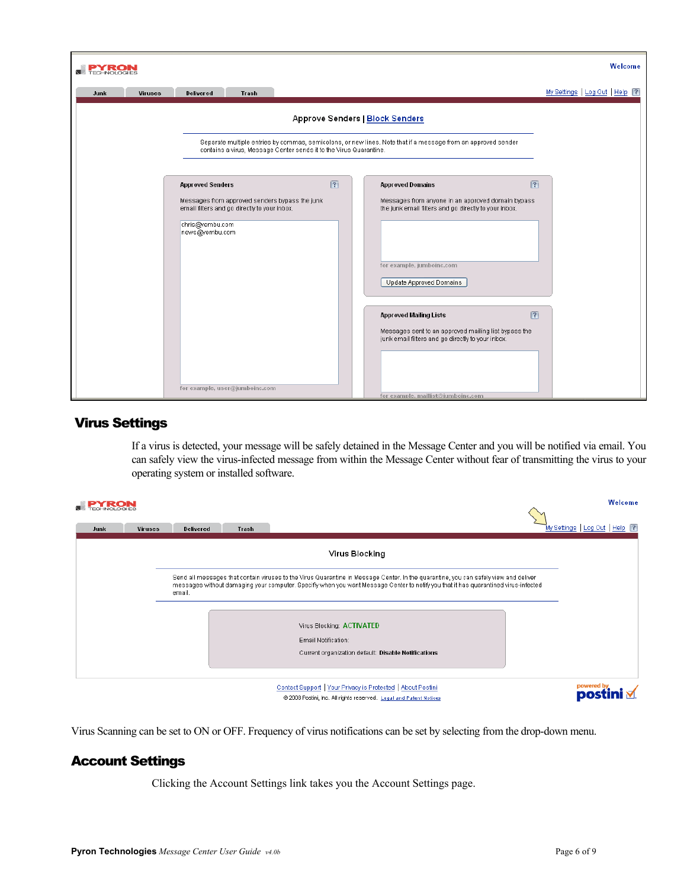Approve Senders | Block Senders

Separate multiple entries by commas, semicolons, or new lines. Note that if a message from an approved sender contains a virus, Message Center sends it to the Virus Quarantine.

**Approved Senders**

Messages from approved senders bypass the junk email filters and go directly to your inbox.

chris@vembu.com
news@vembu.com

for example, user@jumboinc.com

**Approved Domains**

Messages from anyone in an approved domain bypass the junk email filters and go directly to your inbox.

for example, jumboinc.com

Update Approved Domains

**Approved Mailing Lists**

Messages sent to an approved mailing list bypass the junk email filters and go directly to your inbox.

for example, maillist@jumboinc.com

## Virus Settings

If a virus is detected, your message will be safely detained in the Message Center and you will be notified via email. You can safely view the virus-infected message from within the Message Center without fear of transmitting the virus to your operating system or installed software.

Virus Blocking

Send all messages that contain viruses to the Virus Quarantine in Message Center. In the quarantine, you can safely view and deliver messages without damaging your computer. Specify when you want Message Center to notify you that it has quarantined virus-infected email.

Virus Blocking: ACTIVATED

Email Notification:

Current organization default: **Disable Notifications**

Contact Support | Your Privacy is Protected | About Postini

© 2008 Postini, Inc. All rights reserved. Legal and Patent Notices

Virus Scanning can be set to ON or OFF. Frequency of virus notifications can be set by selecting from the drop-down menu.

## Account Settings

Clicking the Account Settings link takes you the Account Settings page.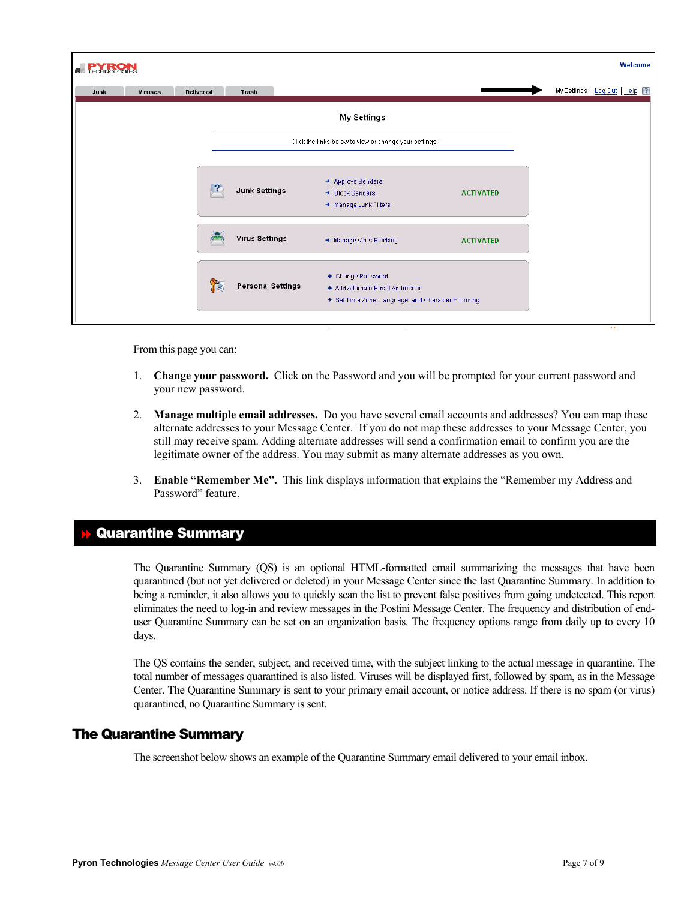From this page you can:

1. **Change your password.** Click on the Password and you will be prompted for your current password and your new password.

2. **Manage multiple email addresses.** Do you have several email accounts and addresses? You can map these alternate addresses to your Message Center. If you do not map these addresses to your Message Center, you still may receive spam. Adding alternate addresses will send a confirmation email to confirm you are the legitimate owner of the address. You may submit as many alternate addresses as you own.

3. **Enable "Remember Me".** This link displays information that explains the "Remember my Address and Password" feature.

## Quarantine Summary

The Quarantine Summary (QS) is an optional HTML-formatted email summarizing the messages that have been quarantined (but not yet delivered or deleted) in your Message Center since the last Quarantine Summary. In addition to being a reminder, it also allows you to quickly scan the list to prevent false positives from going undetected. This report eliminates the need to log-in and review messages in the Postini Message Center. The frequency and distribution of end-user Quarantine Summary can be set on an organization basis. The frequency options range from daily up to every 10 days.

The QS contains the sender, subject, and received time, with the subject linking to the actual message in quarantine. The total number of messages quarantined is also listed. Viruses will be displayed first, followed by spam, as in the Message Center. The Quarantine Summary is sent to your primary email account, or notice address. If there is no spam (or virus) quarantined, no Quarantine Summary is sent.

### The Quarantine Summary

The screenshot below shows an example of the Quarantine Summary email delivered to your email inbox.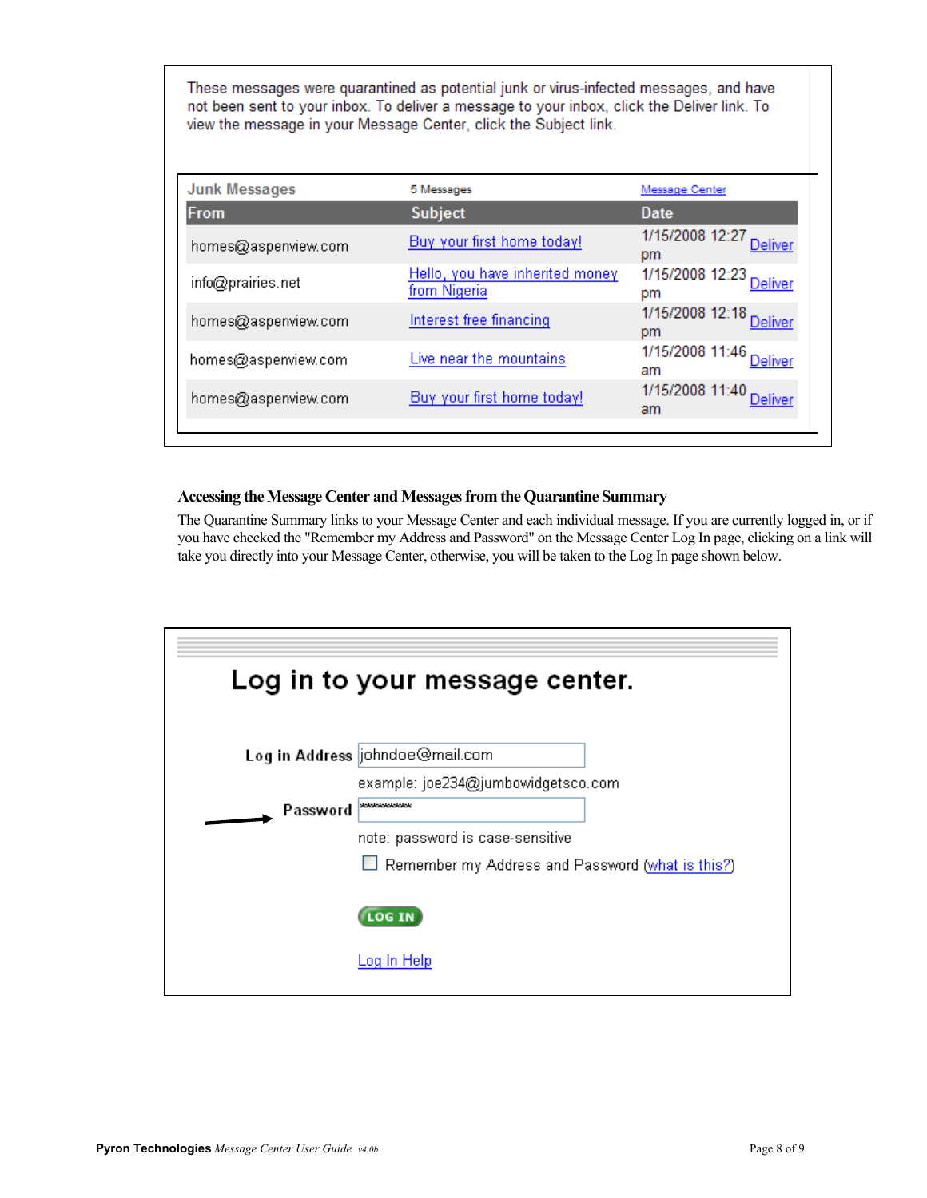These messages were quarantined as potential junk or virus-infected messages, and have not been sent to your inbox. To deliver a message to your inbox, click the Deliver link. To view the message in your Message Center, click the Subject link.

| Junk Messages | 5 Messages | Message Center | |
|---|---|---|---|
| **From** | **Subject** | **Date** | |
| homes@aspenview.com | Buy your first home today! | 1/15/2008 12:27 pm | Deliver |
| info@prairies.net | Hello, you have inherited money from Nigeria | 1/15/2008 12:23 pm | Deliver |
| homes@aspenview.com | Interest free financing | 1/15/2008 12:18 pm | Deliver |
| homes@aspenview.com | Live near the mountains | 1/15/2008 11:46 am | Deliver |
| homes@aspenview.com | Buy your first home today! | 1/15/2008 11:40 am | Deliver |

### Accessing the Message Center and Messages from the Quarantine Summary

The Quarantine Summary links to your Message Center and each individual message. If you are currently logged in, or if you have checked the "Remember my Address and Password" on the Message Center Log In page, clicking on a link will take you directly into your Message Center, otherwise, you will be taken to the Log In page shown below.

**Log in to your message center.**

Log in Address: johndoe@mail.com

example: joe234@jumbowidgetsco.com

Password: ********

note: password is case-sensitive

☐ Remember my Address and Password (what is this?)

LOG IN

Log In Help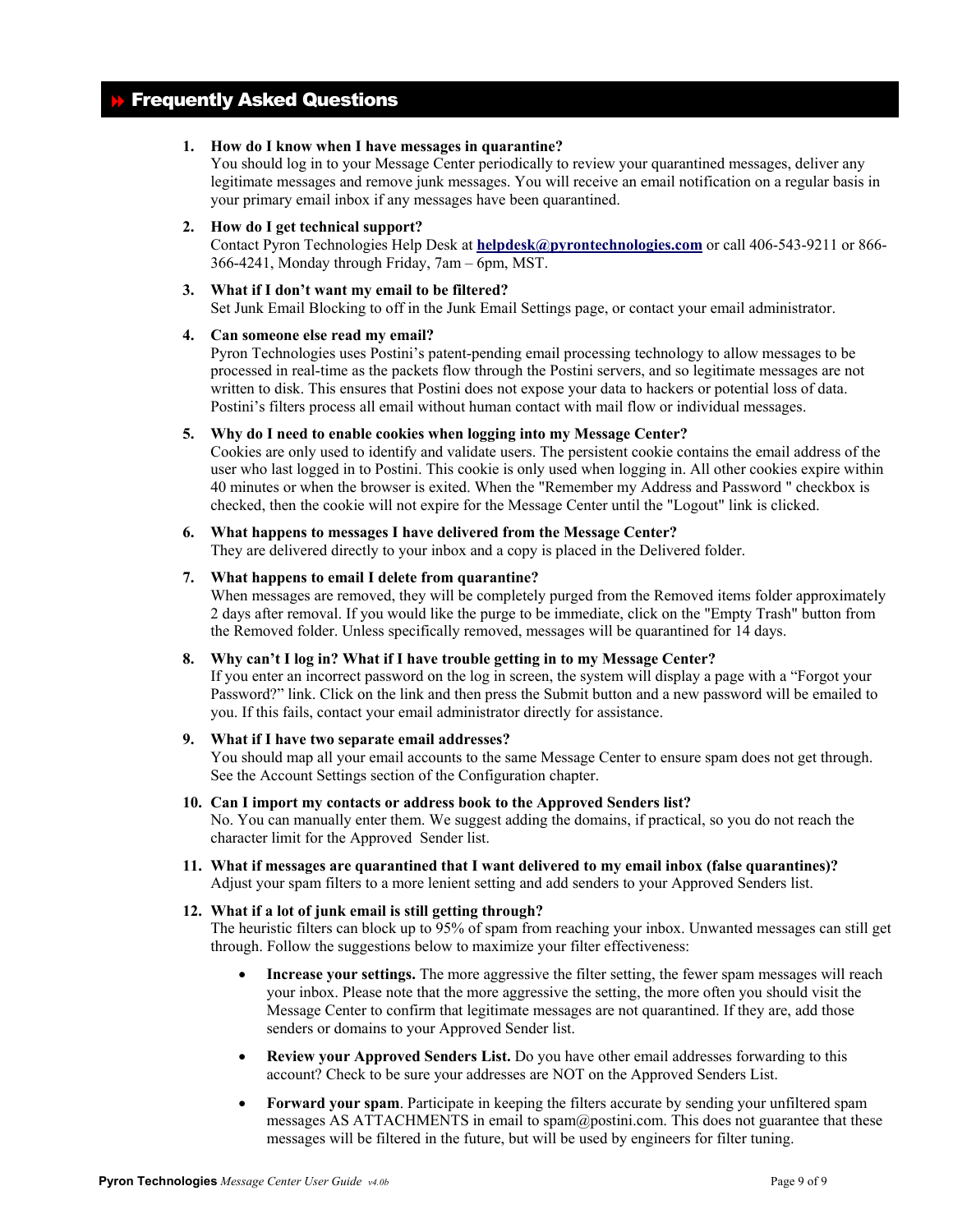## Frequently Asked Questions

1. **How do I know when I have messages in quarantine?**
   You should log in to your Message Center periodically to review your quarantined messages, deliver any legitimate messages and remove junk messages. You will receive an email notification on a regular basis in your primary email inbox if any messages have been quarantined.

2. **How do I get technical support?**
   Contact Pyron Technologies Help Desk at **helpdesk@pyrontechnologies.com** or call 406-543-9211 or 866-366-4241, Monday through Friday, 7am – 6pm, MST.

3. **What if I don't want my email to be filtered?**
   Set Junk Email Blocking to off in the Junk Email Settings page, or contact your email administrator.

4. **Can someone else read my email?**
   Pyron Technologies uses Postini's patent-pending email processing technology to allow messages to be processed in real-time as the packets flow through the Postini servers, and so legitimate messages are not written to disk. This ensures that Postini does not expose your data to hackers or potential loss of data. Postini's filters process all email without human contact with mail flow or individual messages.

5. **Why do I need to enable cookies when logging into my Message Center?**
   Cookies are only used to identify and validate users. The persistent cookie contains the email address of the user who last logged in to Postini. This cookie is only used when logging in. All other cookies expire within 40 minutes or when the browser is exited. When the "Remember my Address and Password " checkbox is checked, then the cookie will not expire for the Message Center until the "Logout" link is clicked.

6. **What happens to messages I have delivered from the Message Center?**
   They are delivered directly to your inbox and a copy is placed in the Delivered folder.

7. **What happens to email I delete from quarantine?**
   When messages are removed, they will be completely purged from the Removed items folder approximately 2 days after removal. If you would like the purge to be immediate, click on the "Empty Trash" button from the Removed folder. Unless specifically removed, messages will be quarantined for 14 days.

8. **Why can't I log in? What if I have trouble getting in to my Message Center?**
   If you enter an incorrect password on the log in screen, the system will display a page with a "Forgot your Password?" link. Click on the link and then press the Submit button and a new password will be emailed to you. If this fails, contact your email administrator directly for assistance.

9. **What if I have two separate email addresses?**
   You should map all your email accounts to the same Message Center to ensure spam does not get through. See the Account Settings section of the Configuration chapter.

10. **Can I import my contacts or address book to the Approved Senders list?**
    No. You can manually enter them. We suggest adding the domains, if practical, so you do not reach the character limit for the Approved Sender list.

11. **What if messages are quarantined that I want delivered to my email inbox (false quarantines)?**
    Adjust your spam filters to a more lenient setting and add senders to your Approved Senders list.

12. **What if a lot of junk email is still getting through?**
    The heuristic filters can block up to 95% of spam from reaching your inbox. Unwanted messages can still get through. Follow the suggestions below to maximize your filter effectiveness:

    - **Increase your settings.** The more aggressive the filter setting, the fewer spam messages will reach your inbox. Please note that the more aggressive the setting, the more often you should visit the Message Center to confirm that legitimate messages are not quarantined. If they are, add those senders or domains to your Approved Sender list.
    - **Review your Approved Senders List.** Do you have other email addresses forwarding to this account? Check to be sure your addresses are NOT on the Approved Senders List.
    - **Forward your spam**. Participate in keeping the filters accurate by sending your unfiltered spam messages AS ATTACHMENTS in email to spam@postini.com. This does not guarantee that these messages will be filtered in the future, but will be used by engineers for filter tuning.